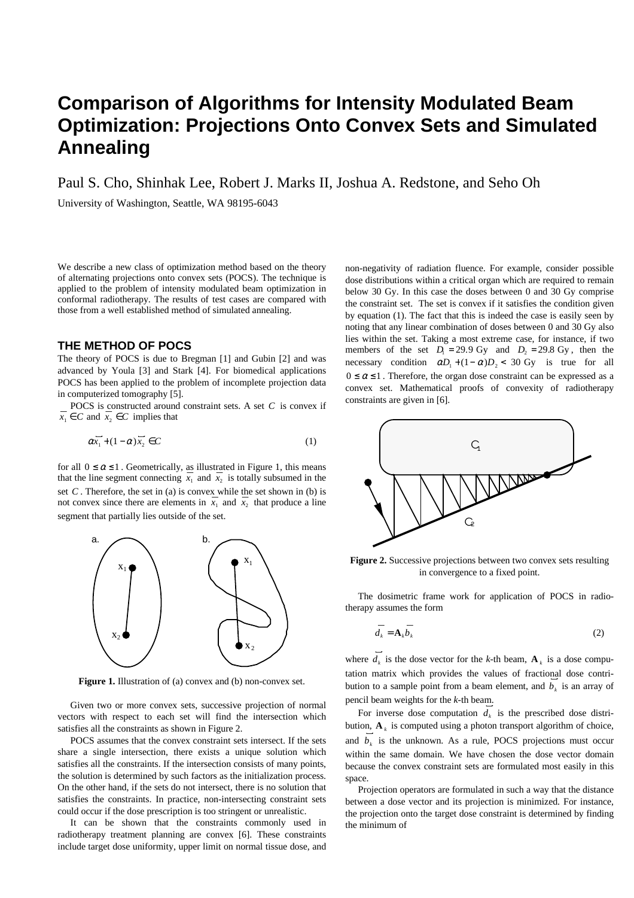# Comparison of Algorithms for Intensity Modulated Beam Optimization: Projections Onto Convex Sets and Simulated Annealing

Paul S. Cho, Shinhak Lee, Robert J. Marks II, Joshua A. Redstone, and Seho Oh

University of Washington, Seattle, WA 98195-6043

We describe a new class of optimization method based on the theory of alternating projections onto convex sets (POCS). The technique is applied to the problem of intensity modulated beam optimization in conformal radiotherapy. The results of test cases are compared with those from a well established method of simulated annealing.

## THE METHOD OF POCS

The theory of POCS is due to Bregman [1] and Gubin [2] and was advanced by Youla [3] and Stark [4]. For biomedical applications POCS has been applied to the problem of incomplete projection data in computerized tomography [5].

POCS is constructed around constraint sets. A set $C$ is convex if $\overline{x_1} \in C$ and $\overline{x_2} \in C$ implies that

$$\alpha \overline{x_1} + (1-\alpha)\overline{x_2} \in C \tag{1}$$

for all $0 \le \alpha \le 1$. Geometrically, as illustrated in Figure 1, this means that the line segment connecting $\overline{x_1}$ and $\overline{x_2}$ is totally subsumed in the set $C$. Therefore, the set in (a) is convex while the set shown in (b) is not convex since there are elements in $\overline{x_1}$ and $\overline{x_2}$ that produce a line segment that partially lies outside of the set.

**Figure 1.** Illustration of (a) convex and (b) non-convex set.

Given two or more convex sets, successive projection of normal vectors with respect to each set will find the intersection which satisfies all the constraints as shown in Figure 2.

POCS assumes that the convex constraint sets intersect. If the sets share a single intersection, there exists a unique solution which satisfies all the constraints. If the intersection consists of many points, the solution is determined by such factors as the initialization process. On the other hand, if the sets do not intersect, there is no solution that satisfies the constraints. In practice, non-intersecting constraint sets could occur if the dose prescription is too stringent or unrealistic.

It can be shown that the constraints commonly used in radiotherapy treatment planning are convex [6]. These constraints include target dose uniformity, upper limit on normal tissue dose, and non-negativity of radiation fluence. For example, consider possible dose distributions within a critical organ which are required to remain below 30 Gy. In this case the doses between 0 and 30 Gy comprise the constraint set. The set is convex if it satisfies the condition given by equation (1). The fact that this is indeed the case is easily seen by noting that any linear combination of doses between 0 and 30 Gy also lies within the set. Taking a most extreme case, for instance, if two members of the set $D_1 = 29.9$ Gy and $D_2 = 29.8$ Gy, then the necessary condition $\alpha D_1 + (1-\alpha)D_2 < 30$ Gy is true for all $0 \le \alpha \le 1$. Therefore, the organ dose constraint can be expressed as a convex set. Mathematical proofs of convexity of radiotherapy constraints are given in [6].

**Figure 2.** Successive projections between two convex sets resulting in convergence to a fixed point.

The dosimetric frame work for application of POCS in radiotherapy assumes the form

$$\overline{d_k} = \mathbf{A}_k \overline{b_k} \tag{2}$$

where $\overline{d_k}$ is the dose vector for the $k$-th beam, $\mathbf{A}_k$ is a dose computation matrix which provides the values of fractional dose contribution to a sample point from a beam element, and $\overline{b_k}$ is an array of pencil beam weights for the $k$-th beam.

For inverse dose computation $\overline{d_k}$ is the prescribed dose distribution, $\mathbf{A}_k$ is computed using a photon transport algorithm of choice, and $\overline{b_k}$ is the unknown. As a rule, POCS projections must occur within the same domain. We have chosen the dose vector domain because the convex constraint sets are formulated most easily in this space.

Projection operators are formulated in such a way that the distance between a dose vector and its projection is minimized. For instance, the projection onto the target dose constraint is determined by finding the minimum of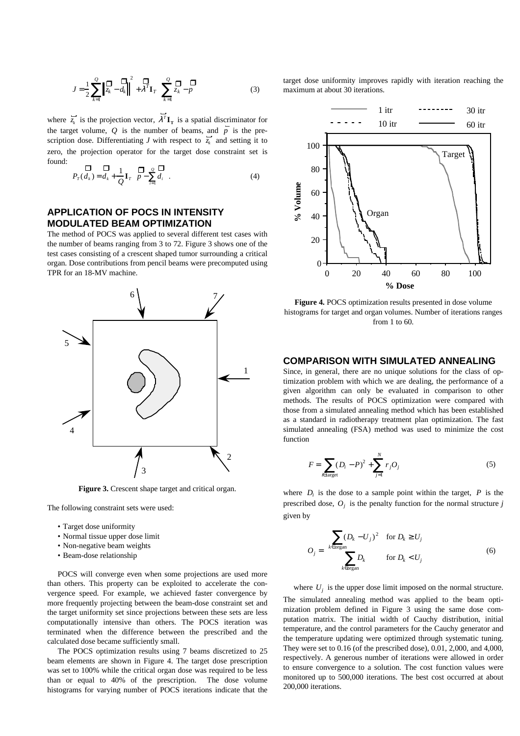$$J = \frac{1}{2}\sum_{k=1}^{Q}\left\|\vec{z}_k - \vec{d}_k\right\|^2 + \vec{\lambda}^T \mathbf{I}_T\left(\sum_{k=1}^{Q}\vec{z}_k - \vec{p}\right) \quad (3)$$

where $\vec{z}_k$ is the projection vector, $\vec{\lambda}^T\mathbf{I}_\mathbf{T}$ is a spatial discriminator for the target volume, $Q$ is the number of beams, and $\vec{p}$ is the prescription dose. Differentiating $J$ with respect to $\vec{z}_k$ and setting it to zero, the projection operator for the target dose constraint set is found:

$$P_T(\vec{d}_k) = \vec{d}_k + \frac{1}{Q}\mathbf{I}_T\left(\vec{p} - \sum_{i=1}^{Q}\vec{d}_i\right). \quad (4)$$

## APPLICATION OF POCS IN INTENSITY MODULATED BEAM OPTIMIZATION

The method of POCS was applied to several different test cases with the number of beams ranging from 3 to 72. Figure 3 shows one of the test cases consisting of a crescent shaped tumor surrounding a critical organ. Dose contributions from pencil beams were precomputed using TPR for an 18-MV machine.

**Figure 3.** Crescent shape target and critical organ.

The following constraint sets were used:

- Target dose uniformity
- Normal tissue upper dose limit
- Non-negative beam weights
- Beam-dose relationship

POCS will converge even when some projections are used more than others. This property can be exploited to accelerate the convergence speed. For example, we achieved faster convergence by more frequently projecting between the beam-dose constraint set and the target uniformity set since projections between these sets are less computationally intensive than others. The POCS iteration was terminated when the difference between the prescribed and the calculated dose became sufficiently small.

The POCS optimization results using 7 beams discretized to 25 beam elements are shown in Figure 4. The target dose prescription was set to 100% while the critical organ dose was required to be less than or equal to 40% of the prescription. The dose volume histograms for varying number of POCS iterations indicate that the target dose uniformity improves rapidly with iteration reaching the maximum at about 30 iterations.

**Figure 4.** POCS optimization results presented in dose volume histograms for target and organ volumes. Number of iterations ranges from 1 to 60.

## COMPARISON WITH SIMULATED ANNEALING

Since, in general, there are no unique solutions for the class of optimization problem with which we are dealing, the performance of a given algorithm can only be evaluated in comparison to other methods. The results of POCS optimization were compared with those from a simulated annealing method which has been established as a standard in radiotherapy treatment plan optimization. The fast simulated annealing (FSA) method was used to minimize the cost function

$$F = \sum_{i \in \text{target}}(D_i - P)^2 + \sum_{j=1}^{N} r_j O_j \quad (5)$$

where $D_i$ is the dose to a sample point within the target, $P$ is the prescribed dose, $O_j$ is the penalty function for the normal structure $j$ given by

$$O_j = \begin{cases} \sum_{k \in \text{organ}}(D_k - U_j)^2 & \text{for } D_k \geq U_j \\ \sum_{k \in \text{organ}} D_k & \text{for } D_k < U_j \end{cases} \quad (6)$$

where $U_j$ is the upper dose limit imposed on the normal structure. The simulated annealing method was applied to the beam optimization problem defined in Figure 3 using the same dose computation matrix. The initial width of Cauchy distribution, initial temperature, and the control parameters for the Cauchy generator and the temperature updating were optimized through systematic tuning. They were set to 0.16 (of the prescribed dose), 0.01, 2,000, and 4,000, respectively. A generous number of iterations were allowed in order to ensure convergence to a solution. The cost function values were monitored up to 500,000 iterations. The best cost occurred at about 200,000 iterations.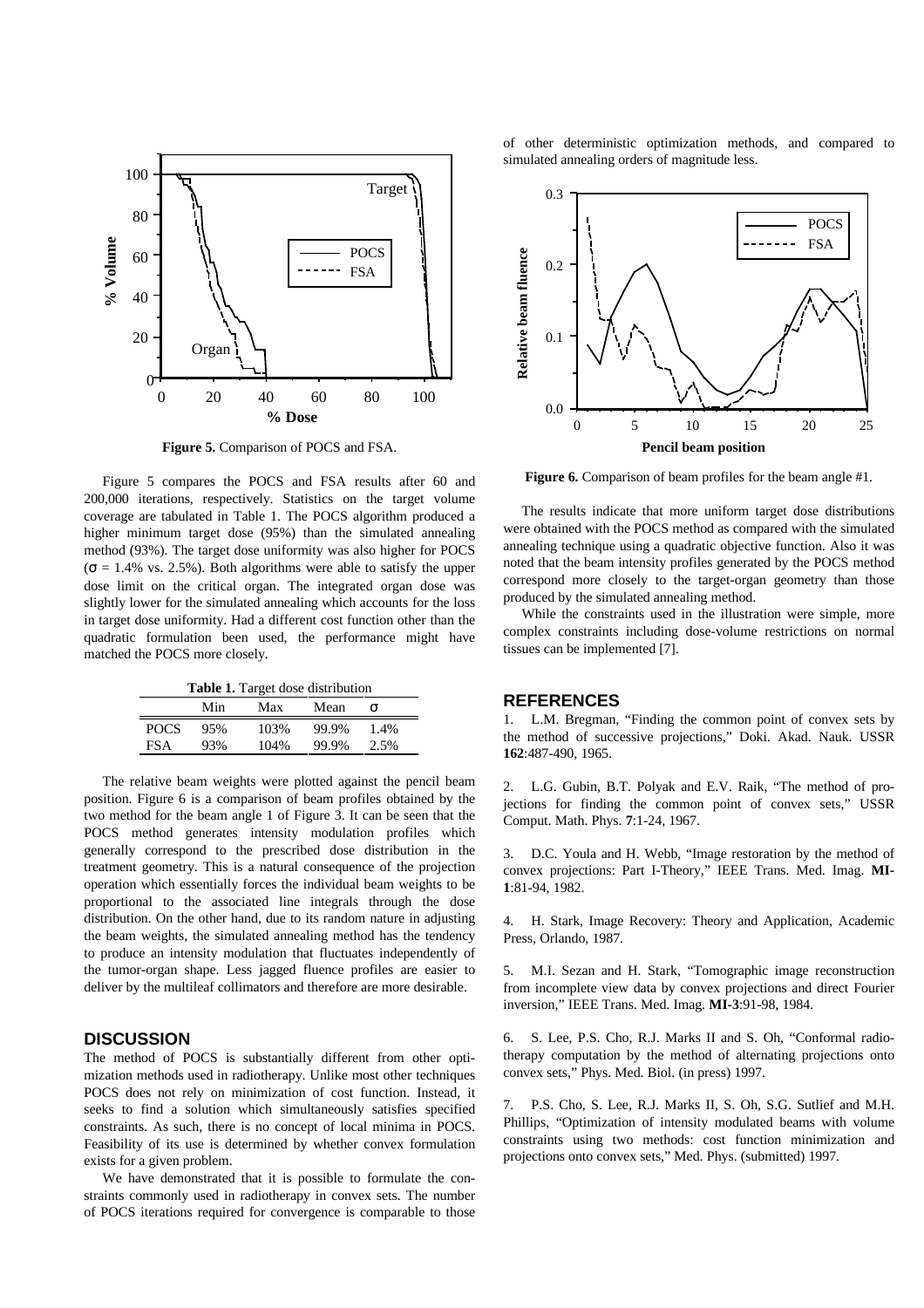100

80

60

40

20

0

% Volume

0 20 40 60 80 100

% Dose

Target

Organ

POCS

FSA

**Figure 5.** Comparison of POCS and FSA.

Figure 5 compares the POCS and FSA results after 60 and 200,000 iterations, respectively. Statistics on the target volume coverage are tabulated in Table 1. The POCS algorithm produced a higher minimum target dose (95%) than the simulated annealing method (93%). The target dose uniformity was also higher for POCS ($\sigma = 1.4\%$ vs. 2.5%). Both algorithms were able to satisfy the upper dose limit on the critical organ. The integrated organ dose was slightly lower for the simulated annealing which accounts for the loss in target dose uniformity. Had a different cost function other than the quadratic formulation been used, the performance might have matched the POCS more closely.

**Table 1.** Target dose distribution

| | Min | Max | Mean | σ |
|---|---|---|---|---|
| POCS | 95% | 103% | 99.9% | 1.4% |
| FSA | 93% | 104% | 99.9% | 2.5% |

The relative beam weights were plotted against the pencil beam position. Figure 6 is a comparison of beam profiles obtained by the two method for the beam angle 1 of Figure 3. It can be seen that the POCS method generates intensity modulation profiles which generally correspond to the prescribed dose distribution in the treatment geometry. This is a natural consequence of the projection operation which essentially forces the individual beam weights to be proportional to the associated line integrals through the dose distribution. On the other hand, due to its random nature in adjusting the beam weights, the simulated annealing method has the tendency to produce an intensity modulation that fluctuates independently of the tumor-organ shape. Less jagged fluence profiles are easier to deliver by the multileaf collimators and therefore are more desirable.

## DISCUSSION

The method of POCS is substantially different from other optimization methods used in radiotherapy. Unlike most other techniques POCS does not rely on minimization of cost function. Instead, it seeks to find a solution which simultaneously satisfies specified constraints. As such, there is no concept of local minima in POCS. Feasibility of its use is determined by whether convex formulation exists for a given problem.

We have demonstrated that it is possible to formulate the constraints commonly used in radiotherapy in convex sets. The number of POCS iterations required for convergence is comparable to those of other deterministic optimization methods, and compared to simulated annealing orders of magnitude less.

0.3

0.2

0.1

0.0

Relative beam fluence

0 5 10 15 20 25

Pencil beam position

POCS

FSA

**Figure 6.** Comparison of beam profiles for the beam angle #1.

The results indicate that more uniform target dose distributions were obtained with the POCS method as compared with the simulated annealing technique using a quadratic objective function. Also it was noted that the beam intensity profiles generated by the POCS method correspond more closely to the target-organ geometry than those produced by the simulated annealing method.

While the constraints used in the illustration were simple, more complex constraints including dose-volume restrictions on normal tissues can be implemented [7].

## REFERENCES

1. L.M. Bregman, "Finding the common point of convex sets by the method of successive projections," Doki. Akad. Nauk. USSR **162**:487-490, 1965.

2. L.G. Gubin, B.T. Polyak and E.V. Raik, "The method of projections for finding the common point of convex sets," USSR Comput. Math. Phys. **7**:1-24, 1967.

3. D.C. Youla and H. Webb, "Image restoration by the method of convex projections: Part I-Theory," IEEE Trans. Med. Imag. **MI-1**:81-94, 1982.

4. H. Stark, Image Recovery: Theory and Application, Academic Press, Orlando, 1987.

5. M.I. Sezan and H. Stark, "Tomographic image reconstruction from incomplete view data by convex projections and direct Fourier inversion," IEEE Trans. Med. Imag. **MI-3**:91-98, 1984.

6. S. Lee, P.S. Cho, R.J. Marks II and S. Oh, "Conformal radiotherapy computation by the method of alternating projections onto convex sets," Phys. Med. Biol. (in press) 1997.

7. P.S. Cho, S. Lee, R.J. Marks II, S. Oh, S.G. Sutlief and M.H. Phillips, "Optimization of intensity modulated beams with volume constraints using two methods: cost function minimization and projections onto convex sets," Med. Phys. (submitted) 1997.